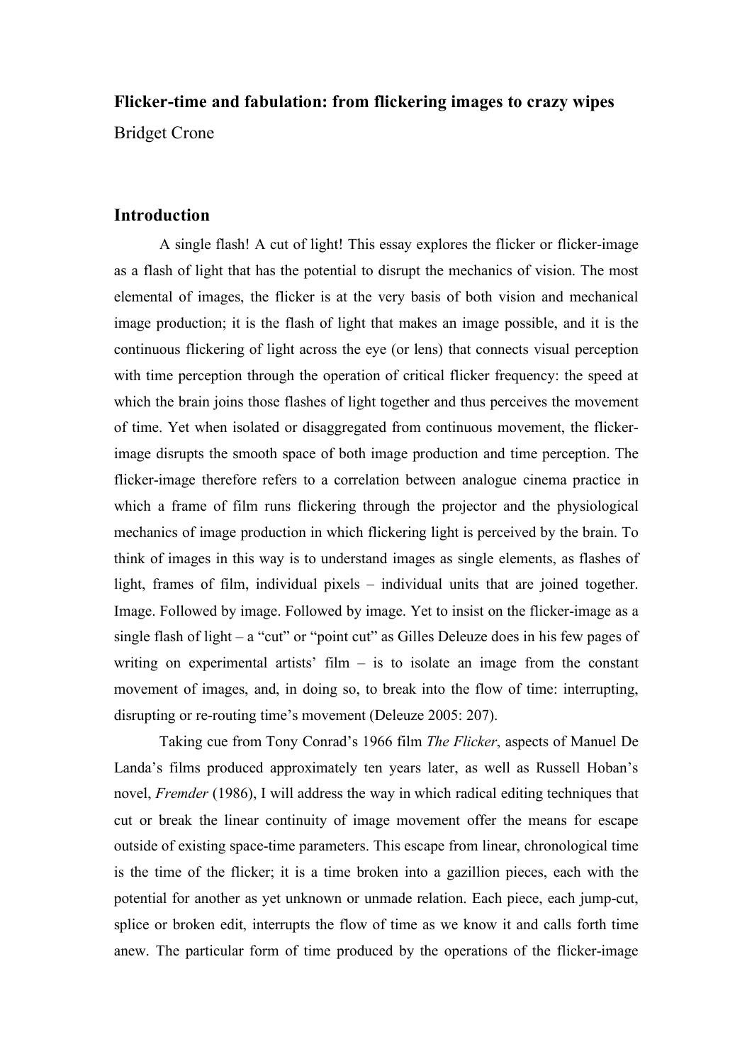# Flicker-time and fabulation: from flickering images to crazy wipes

Bridget Crone

## Introduction

A single flash! A cut of light! This essay explores the flicker or flicker-image as a flash of light that has the potential to disrupt the mechanics of vision. The most elemental of images, the flicker is at the very basis of both vision and mechanical image production; it is the flash of light that makes an image possible, and it is the continuous flickering of light across the eye (or lens) that connects visual perception with time perception through the operation of critical flicker frequency: the speed at which the brain joins those flashes of light together and thus perceives the movement of time. Yet when isolated or disaggregated from continuous movement, the flicker-image disrupts the smooth space of both image production and time perception. The flicker-image therefore refers to a correlation between analogue cinema practice in which a frame of film runs flickering through the projector and the physiological mechanics of image production in which flickering light is perceived by the brain. To think of images in this way is to understand images as single elements, as flashes of light, frames of film, individual pixels – individual units that are joined together. Image. Followed by image. Followed by image. Yet to insist on the flicker-image as a single flash of light – a "cut" or "point cut" as Gilles Deleuze does in his few pages of writing on experimental artists' film – is to isolate an image from the constant movement of images, and, in doing so, to break into the flow of time: interrupting, disrupting or re-routing time's movement (Deleuze 2005: 207).

Taking cue from Tony Conrad's 1966 film *The Flicker*, aspects of Manuel De Landa's films produced approximately ten years later, as well as Russell Hoban's novel, *Fremder* (1986), I will address the way in which radical editing techniques that cut or break the linear continuity of image movement offer the means for escape outside of existing space-time parameters. This escape from linear, chronological time is the time of the flicker; it is a time broken into a gazillion pieces, each with the potential for another as yet unknown or unmade relation. Each piece, each jump-cut, splice or broken edit, interrupts the flow of time as we know it and calls forth time anew. The particular form of time produced by the operations of the flicker-image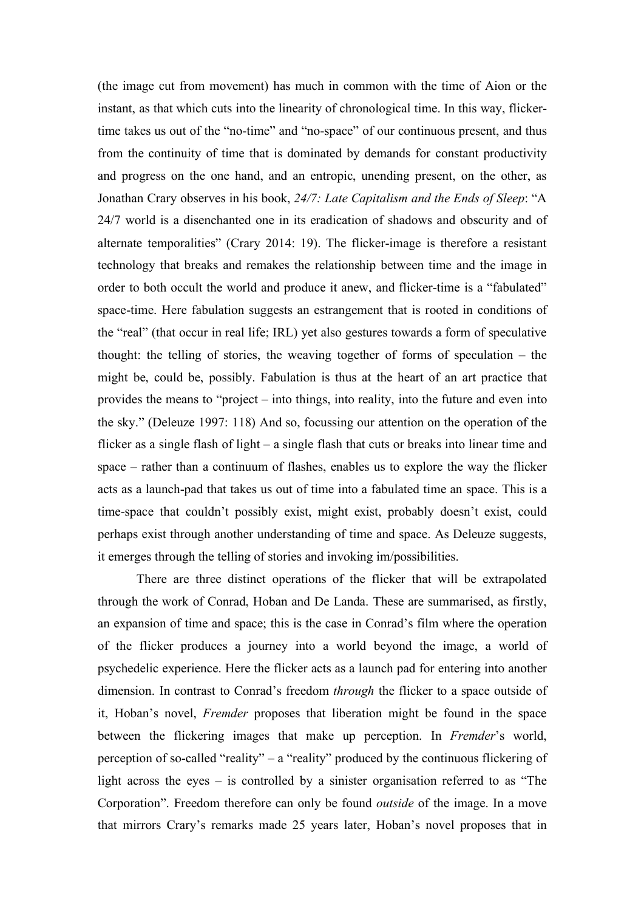(the image cut from movement) has much in common with the time of Aion or the instant, as that which cuts into the linearity of chronological time. In this way, flicker-time takes us out of the "no-time" and "no-space" of our continuous present, and thus from the continuity of time that is dominated by demands for constant productivity and progress on the one hand, and an entropic, unending present, on the other, as Jonathan Crary observes in his book, *24/7: Late Capitalism and the Ends of Sleep*: "A 24/7 world is a disenchanted one in its eradication of shadows and obscurity and of alternate temporalities" (Crary 2014: 19). The flicker-image is therefore a resistant technology that breaks and remakes the relationship between time and the image in order to both occult the world and produce it anew, and flicker-time is a "fabulated" space-time. Here fabulation suggests an estrangement that is rooted in conditions of the "real" (that occur in real life; IRL) yet also gestures towards a form of speculative thought: the telling of stories, the weaving together of forms of speculation – the might be, could be, possibly. Fabulation is thus at the heart of an art practice that provides the means to "project – into things, into reality, into the future and even into the sky." (Deleuze 1997: 118) And so, focussing our attention on the operation of the flicker as a single flash of light – a single flash that cuts or breaks into linear time and space – rather than a continuum of flashes, enables us to explore the way the flicker acts as a launch-pad that takes us out of time into a fabulated time an space. This is a time-space that couldn't possibly exist, might exist, probably doesn't exist, could perhaps exist through another understanding of time and space. As Deleuze suggests, it emerges through the telling of stories and invoking im/possibilities.

There are three distinct operations of the flicker that will be extrapolated through the work of Conrad, Hoban and De Landa. These are summarised, as firstly, an expansion of time and space; this is the case in Conrad's film where the operation of the flicker produces a journey into a world beyond the image, a world of psychedelic experience. Here the flicker acts as a launch pad for entering into another dimension. In contrast to Conrad's freedom *through* the flicker to a space outside of it, Hoban's novel, *Fremder* proposes that liberation might be found in the space between the flickering images that make up perception. In *Fremder*'s world, perception of so-called "reality" – a "reality" produced by the continuous flickering of light across the eyes – is controlled by a sinister organisation referred to as "The Corporation". Freedom therefore can only be found *outside* of the image. In a move that mirrors Crary's remarks made 25 years later, Hoban's novel proposes that in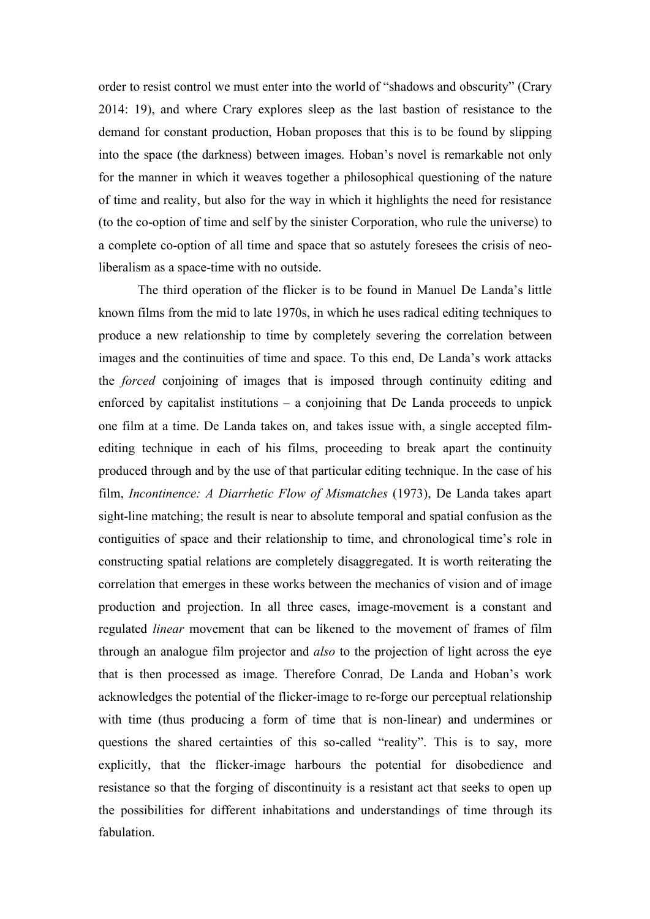order to resist control we must enter into the world of "shadows and obscurity" (Crary 2014: 19), and where Crary explores sleep as the last bastion of resistance to the demand for constant production, Hoban proposes that this is to be found by slipping into the space (the darkness) between images. Hoban's novel is remarkable not only for the manner in which it weaves together a philosophical questioning of the nature of time and reality, but also for the way in which it highlights the need for resistance (to the co-option of time and self by the sinister Corporation, who rule the universe) to a complete co-option of all time and space that so astutely foresees the crisis of neo-liberalism as a space-time with no outside.

The third operation of the flicker is to be found in Manuel De Landa's little known films from the mid to late 1970s, in which he uses radical editing techniques to produce a new relationship to time by completely severing the correlation between images and the continuities of time and space. To this end, De Landa's work attacks the *forced* conjoining of images that is imposed through continuity editing and enforced by capitalist institutions – a conjoining that De Landa proceeds to unpick one film at a time. De Landa takes on, and takes issue with, a single accepted film-editing technique in each of his films, proceeding to break apart the continuity produced through and by the use of that particular editing technique. In the case of his film, *Incontinence: A Diarrhetic Flow of Mismatches* (1973), De Landa takes apart sight-line matching; the result is near to absolute temporal and spatial confusion as the contiguities of space and their relationship to time, and chronological time's role in constructing spatial relations are completely disaggregated. It is worth reiterating the correlation that emerges in these works between the mechanics of vision and of image production and projection. In all three cases, image-movement is a constant and regulated *linear* movement that can be likened to the movement of frames of film through an analogue film projector and *also* to the projection of light across the eye that is then processed as image. Therefore Conrad, De Landa and Hoban's work acknowledges the potential of the flicker-image to re-forge our perceptual relationship with time (thus producing a form of time that is non-linear) and undermines or questions the shared certainties of this so-called "reality". This is to say, more explicitly, that the flicker-image harbours the potential for disobedience and resistance so that the forging of discontinuity is a resistant act that seeks to open up the possibilities for different inhabitations and understandings of time through its fabulation.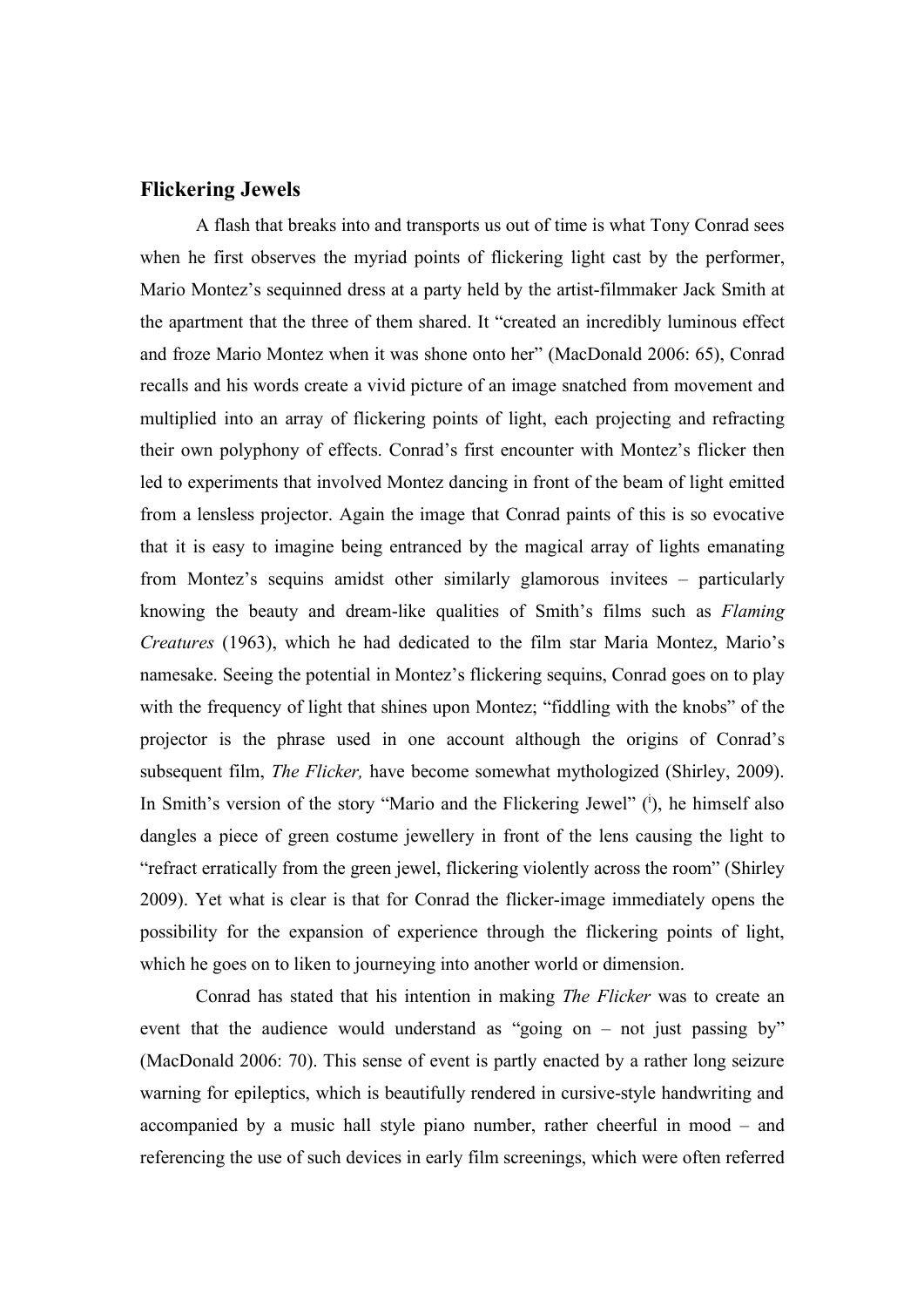## Flickering Jewels

A flash that breaks into and transports us out of time is what Tony Conrad sees when he first observes the myriad points of flickering light cast by the performer, Mario Montez's sequinned dress at a party held by the artist-filmmaker Jack Smith at the apartment that the three of them shared. It "created an incredibly luminous effect and froze Mario Montez when it was shone onto her" (MacDonald 2006: 65), Conrad recalls and his words create a vivid picture of an image snatched from movement and multiplied into an array of flickering points of light, each projecting and refracting their own polyphony of effects. Conrad's first encounter with Montez's flicker then led to experiments that involved Montez dancing in front of the beam of light emitted from a lensless projector. Again the image that Conrad paints of this is so evocative that it is easy to imagine being entranced by the magical array of lights emanating from Montez's sequins amidst other similarly glamorous invitees – particularly knowing the beauty and dream-like qualities of Smith's films such as *Flaming Creatures* (1963), which he had dedicated to the film star Maria Montez, Mario's namesake. Seeing the potential in Montez's flickering sequins, Conrad goes on to play with the frequency of light that shines upon Montez; "fiddling with the knobs" of the projector is the phrase used in one account although the origins of Conrad's subsequent film, *The Flicker,* have become somewhat mythologized (Shirley, 2009). In Smith's version of the story "Mario and the Flickering Jewel" ([i]), he himself also dangles a piece of green costume jewellery in front of the lens causing the light to "refract erratically from the green jewel, flickering violently across the room" (Shirley 2009). Yet what is clear is that for Conrad the flicker-image immediately opens the possibility for the expansion of experience through the flickering points of light, which he goes on to liken to journeying into another world or dimension.

Conrad has stated that his intention in making *The Flicker* was to create an event that the audience would understand as "going on – not just passing by" (MacDonald 2006: 70). This sense of event is partly enacted by a rather long seizure warning for epileptics, which is beautifully rendered in cursive-style handwriting and accompanied by a music hall style piano number, rather cheerful in mood – and referencing the use of such devices in early film screenings, which were often referred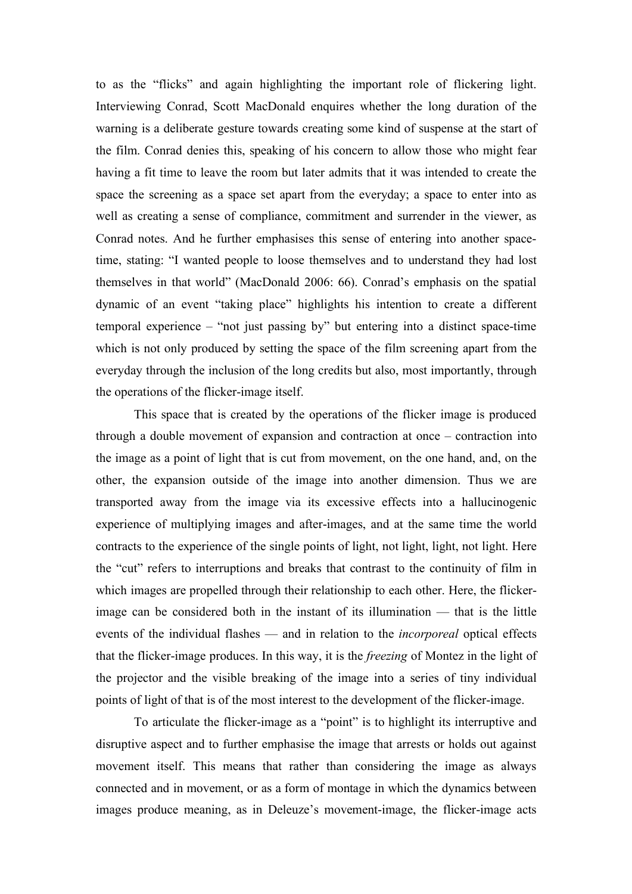to as the "flicks" and again highlighting the important role of flickering light. Interviewing Conrad, Scott MacDonald enquires whether the long duration of the warning is a deliberate gesture towards creating some kind of suspense at the start of the film. Conrad denies this, speaking of his concern to allow those who might fear having a fit time to leave the room but later admits that it was intended to create the space the screening as a space set apart from the everyday; a space to enter into as well as creating a sense of compliance, commitment and surrender in the viewer, as Conrad notes. And he further emphasises this sense of entering into another space-time, stating: "I wanted people to loose themselves and to understand they had lost themselves in that world" (MacDonald 2006: 66). Conrad's emphasis on the spatial dynamic of an event "taking place" highlights his intention to create a different temporal experience – "not just passing by" but entering into a distinct space-time which is not only produced by setting the space of the film screening apart from the everyday through the inclusion of the long credits but also, most importantly, through the operations of the flicker-image itself.

This space that is created by the operations of the flicker image is produced through a double movement of expansion and contraction at once – contraction into the image as a point of light that is cut from movement, on the one hand, and, on the other, the expansion outside of the image into another dimension. Thus we are transported away from the image via its excessive effects into a hallucinogenic experience of multiplying images and after-images, and at the same time the world contracts to the experience of the single points of light, not light, light, not light. Here the "cut" refers to interruptions and breaks that contrast to the continuity of film in which images are propelled through their relationship to each other. Here, the flicker-image can be considered both in the instant of its illumination — that is the little events of the individual flashes — and in relation to the *incorporeal* optical effects that the flicker-image produces. In this way, it is the *freezing* of Montez in the light of the projector and the visible breaking of the image into a series of tiny individual points of light of that is of the most interest to the development of the flicker-image.

To articulate the flicker-image as a "point" is to highlight its interruptive and disruptive aspect and to further emphasise the image that arrests or holds out against movement itself. This means that rather than considering the image as always connected and in movement, or as a form of montage in which the dynamics between images produce meaning, as in Deleuze's movement-image, the flicker-image acts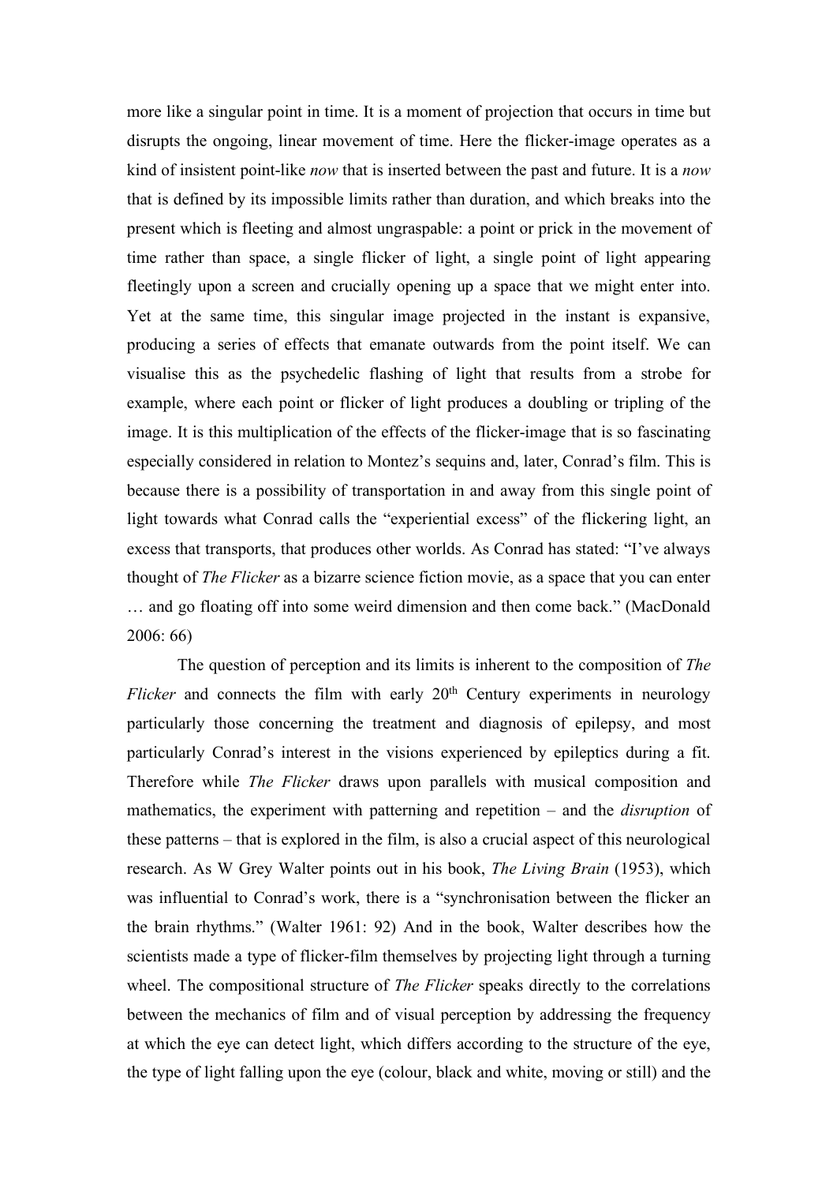more like a singular point in time. It is a moment of projection that occurs in time but disrupts the ongoing, linear movement of time. Here the flicker-image operates as a kind of insistent point-like *now* that is inserted between the past and future. It is a *now* that is defined by its impossible limits rather than duration, and which breaks into the present which is fleeting and almost ungraspable: a point or prick in the movement of time rather than space, a single flicker of light, a single point of light appearing fleetingly upon a screen and crucially opening up a space that we might enter into. Yet at the same time, this singular image projected in the instant is expansive, producing a series of effects that emanate outwards from the point itself. We can visualise this as the psychedelic flashing of light that results from a strobe for example, where each point or flicker of light produces a doubling or tripling of the image. It is this multiplication of the effects of the flicker-image that is so fascinating especially considered in relation to Montez's sequins and, later, Conrad's film. This is because there is a possibility of transportation in and away from this single point of light towards what Conrad calls the "experiential excess" of the flickering light, an excess that transports, that produces other worlds. As Conrad has stated: "I've always thought of *The Flicker* as a bizarre science fiction movie, as a space that you can enter … and go floating off into some weird dimension and then come back." (MacDonald 2006: 66)

The question of perception and its limits is inherent to the composition of *The Flicker* and connects the film with early 20th Century experiments in neurology particularly those concerning the treatment and diagnosis of epilepsy, and most particularly Conrad's interest in the visions experienced by epileptics during a fit. Therefore while *The Flicker* draws upon parallels with musical composition and mathematics, the experiment with patterning and repetition – and the *disruption* of these patterns – that is explored in the film, is also a crucial aspect of this neurological research. As W Grey Walter points out in his book, *The Living Brain* (1953), which was influential to Conrad's work, there is a "synchronisation between the flicker an the brain rhythms." (Walter 1961: 92) And in the book, Walter describes how the scientists made a type of flicker-film themselves by projecting light through a turning wheel. The compositional structure of *The Flicker* speaks directly to the correlations between the mechanics of film and of visual perception by addressing the frequency at which the eye can detect light, which differs according to the structure of the eye, the type of light falling upon the eye (colour, black and white, moving or still) and the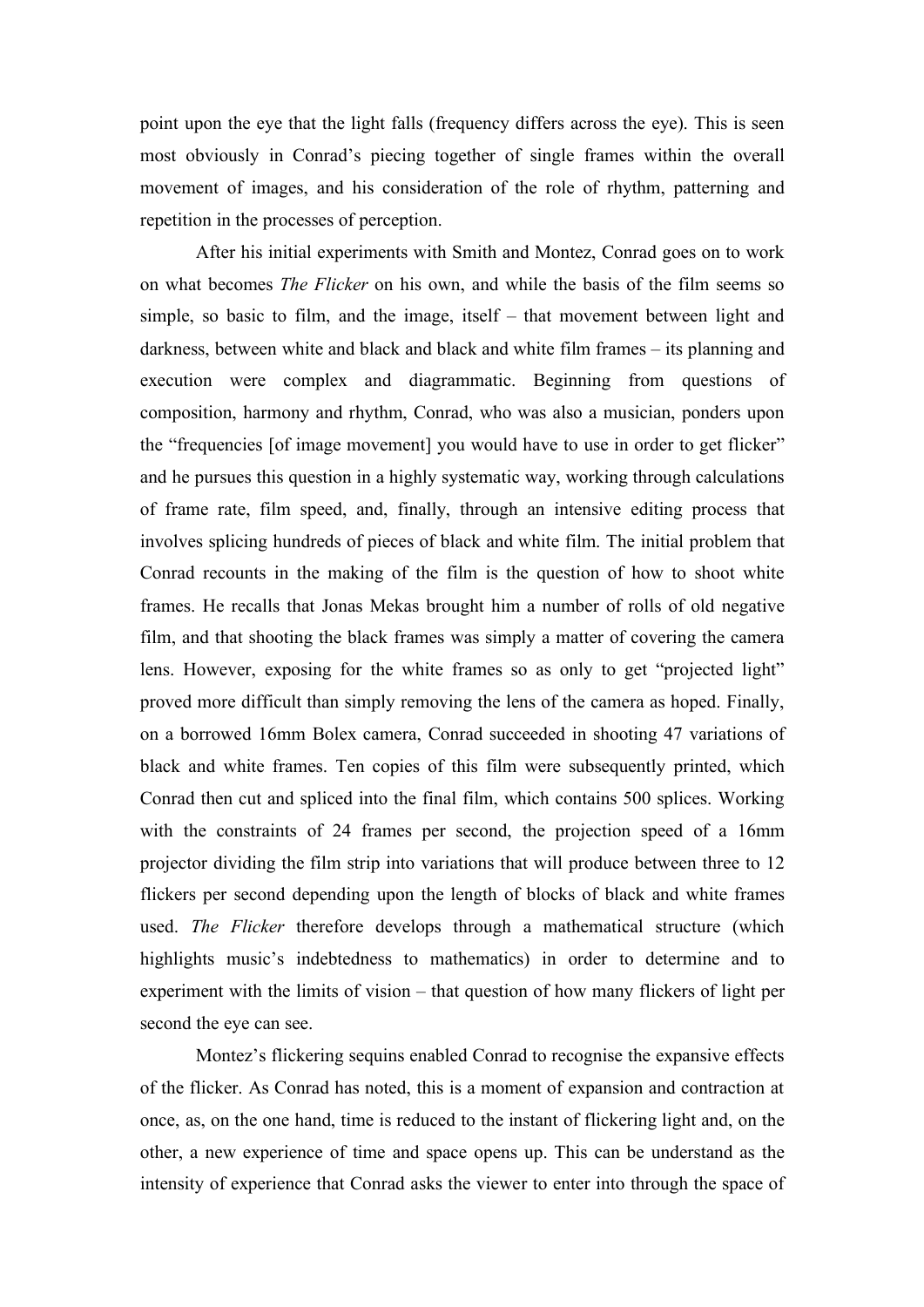point upon the eye that the light falls (frequency differs across the eye). This is seen most obviously in Conrad's piecing together of single frames within the overall movement of images, and his consideration of the role of rhythm, patterning and repetition in the processes of perception.

After his initial experiments with Smith and Montez, Conrad goes on to work on what becomes *The Flicker* on his own, and while the basis of the film seems so simple, so basic to film, and the image, itself – that movement between light and darkness, between white and black and black and white film frames – its planning and execution were complex and diagrammatic. Beginning from questions of composition, harmony and rhythm, Conrad, who was also a musician, ponders upon the "frequencies [of image movement] you would have to use in order to get flicker" and he pursues this question in a highly systematic way, working through calculations of frame rate, film speed, and, finally, through an intensive editing process that involves splicing hundreds of pieces of black and white film. The initial problem that Conrad recounts in the making of the film is the question of how to shoot white frames. He recalls that Jonas Mekas brought him a number of rolls of old negative film, and that shooting the black frames was simply a matter of covering the camera lens. However, exposing for the white frames so as only to get "projected light" proved more difficult than simply removing the lens of the camera as hoped. Finally, on a borrowed 16mm Bolex camera, Conrad succeeded in shooting 47 variations of black and white frames. Ten copies of this film were subsequently printed, which Conrad then cut and spliced into the final film, which contains 500 splices. Working with the constraints of 24 frames per second, the projection speed of a 16mm projector dividing the film strip into variations that will produce between three to 12 flickers per second depending upon the length of blocks of black and white frames used. *The Flicker* therefore develops through a mathematical structure (which highlights music's indebtedness to mathematics) in order to determine and to experiment with the limits of vision – that question of how many flickers of light per second the eye can see.

Montez's flickering sequins enabled Conrad to recognise the expansive effects of the flicker. As Conrad has noted, this is a moment of expansion and contraction at once, as, on the one hand, time is reduced to the instant of flickering light and, on the other, a new experience of time and space opens up. This can be understand as the intensity of experience that Conrad asks the viewer to enter into through the space of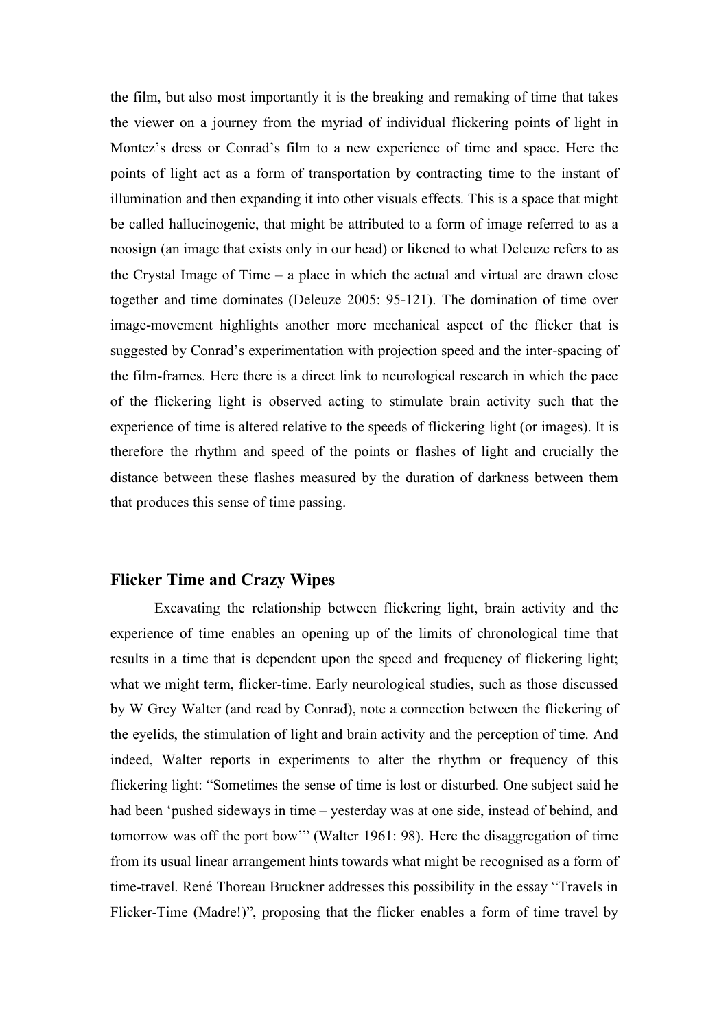the film, but also most importantly it is the breaking and remaking of time that takes the viewer on a journey from the myriad of individual flickering points of light in Montez's dress or Conrad's film to a new experience of time and space. Here the points of light act as a form of transportation by contracting time to the instant of illumination and then expanding it into other visuals effects. This is a space that might be called hallucinogenic, that might be attributed to a form of image referred to as a noosign (an image that exists only in our head) or likened to what Deleuze refers to as the Crystal Image of Time – a place in which the actual and virtual are drawn close together and time dominates (Deleuze 2005: 95-121). The domination of time over image-movement highlights another more mechanical aspect of the flicker that is suggested by Conrad's experimentation with projection speed and the inter-spacing of the film-frames. Here there is a direct link to neurological research in which the pace of the flickering light is observed acting to stimulate brain activity such that the experience of time is altered relative to the speeds of flickering light (or images). It is therefore the rhythm and speed of the points or flashes of light and crucially the distance between these flashes measured by the duration of darkness between them that produces this sense of time passing.

## Flicker Time and Crazy Wipes

Excavating the relationship between flickering light, brain activity and the experience of time enables an opening up of the limits of chronological time that results in a time that is dependent upon the speed and frequency of flickering light; what we might term, flicker-time. Early neurological studies, such as those discussed by W Grey Walter (and read by Conrad), note a connection between the flickering of the eyelids, the stimulation of light and brain activity and the perception of time. And indeed, Walter reports in experiments to alter the rhythm or frequency of this flickering light: "Sometimes the sense of time is lost or disturbed. One subject said he had been 'pushed sideways in time – yesterday was at one side, instead of behind, and tomorrow was off the port bow'" (Walter 1961: 98). Here the disaggregation of time from its usual linear arrangement hints towards what might be recognised as a form of time-travel. René Thoreau Bruckner addresses this possibility in the essay "Travels in Flicker-Time (Madre!)", proposing that the flicker enables a form of time travel by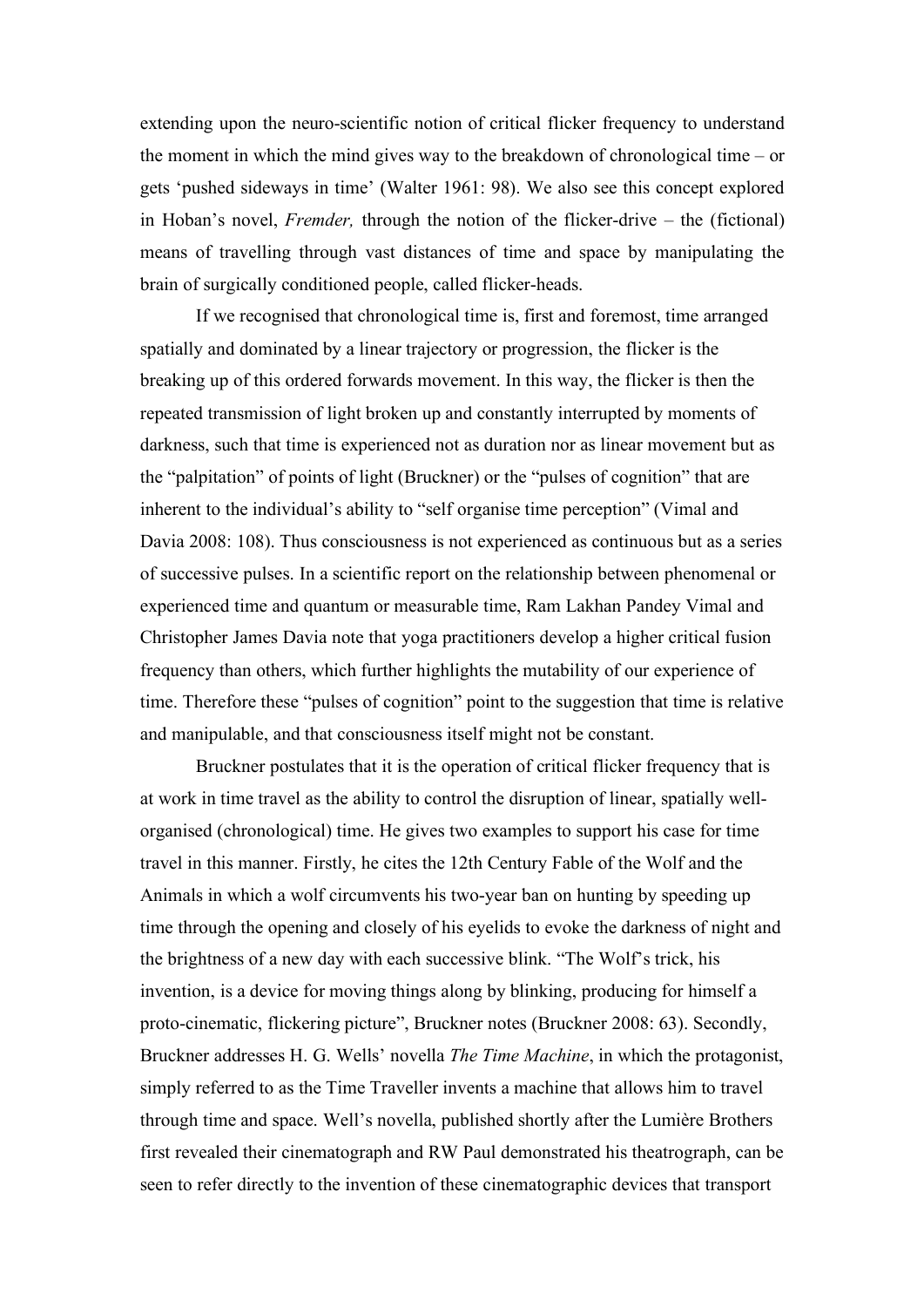extending upon the neuro-scientific notion of critical flicker frequency to understand the moment in which the mind gives way to the breakdown of chronological time – or gets 'pushed sideways in time' (Walter 1961: 98). We also see this concept explored in Hoban's novel, *Fremder,* through the notion of the flicker-drive – the (fictional) means of travelling through vast distances of time and space by manipulating the brain of surgically conditioned people, called flicker-heads.

If we recognised that chronological time is, first and foremost, time arranged spatially and dominated by a linear trajectory or progression, the flicker is the breaking up of this ordered forwards movement. In this way, the flicker is then the repeated transmission of light broken up and constantly interrupted by moments of darkness, such that time is experienced not as duration nor as linear movement but as the "palpitation" of points of light (Bruckner) or the "pulses of cognition" that are inherent to the individual's ability to "self organise time perception" (Vimal and Davia 2008: 108). Thus consciousness is not experienced as continuous but as a series of successive pulses. In a scientific report on the relationship between phenomenal or experienced time and quantum or measurable time, Ram Lakhan Pandey Vimal and Christopher James Davia note that yoga practitioners develop a higher critical fusion frequency than others, which further highlights the mutability of our experience of time. Therefore these "pulses of cognition" point to the suggestion that time is relative and manipulable, and that consciousness itself might not be constant.

Bruckner postulates that it is the operation of critical flicker frequency that is at work in time travel as the ability to control the disruption of linear, spatially well-organised (chronological) time. He gives two examples to support his case for time travel in this manner. Firstly, he cites the 12th Century Fable of the Wolf and the Animals in which a wolf circumvents his two-year ban on hunting by speeding up time through the opening and closely of his eyelids to evoke the darkness of night and the brightness of a new day with each successive blink. "The Wolf's trick, his invention, is a device for moving things along by blinking, producing for himself a proto-cinematic, flickering picture", Bruckner notes (Bruckner 2008: 63). Secondly, Bruckner addresses H. G. Wells' novella *The Time Machine*, in which the protagonist, simply referred to as the Time Traveller invents a machine that allows him to travel through time and space. Well's novella, published shortly after the Lumière Brothers first revealed their cinematograph and RW Paul demonstrated his theatrograph, can be seen to refer directly to the invention of these cinematographic devices that transport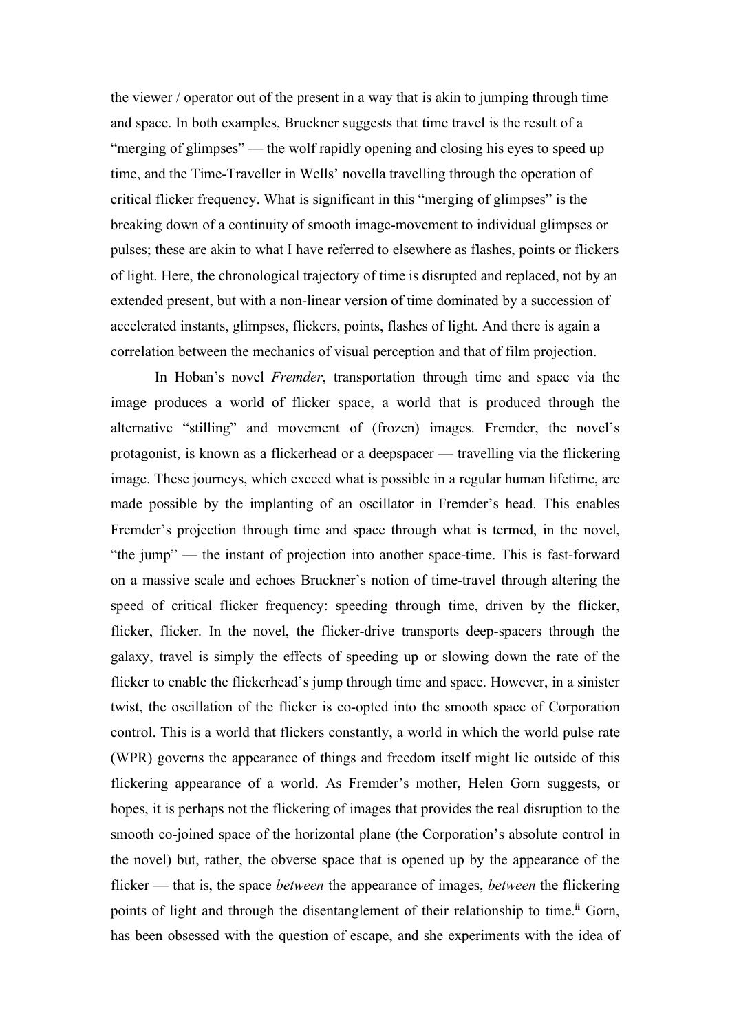the viewer / operator out of the present in a way that is akin to jumping through time and space. In both examples, Bruckner suggests that time travel is the result of a "merging of glimpses" — the wolf rapidly opening and closing his eyes to speed up time, and the Time-Traveller in Wells' novella travelling through the operation of critical flicker frequency. What is significant in this "merging of glimpses" is the breaking down of a continuity of smooth image-movement to individual glimpses or pulses; these are akin to what I have referred to elsewhere as flashes, points or flickers of light. Here, the chronological trajectory of time is disrupted and replaced, not by an extended present, but with a non-linear version of time dominated by a succession of accelerated instants, glimpses, flickers, points, flashes of light. And there is again a correlation between the mechanics of visual perception and that of film projection.

In Hoban's novel *Fremder*, transportation through time and space via the image produces a world of flicker space, a world that is produced through the alternative "stilling" and movement of (frozen) images. Fremder, the novel's protagonist, is known as a flickerhead or a deepspacer — travelling via the flickering image. These journeys, which exceed what is possible in a regular human lifetime, are made possible by the implanting of an oscillator in Fremder's head. This enables Fremder's projection through time and space through what is termed, in the novel, "the jump" — the instant of projection into another space-time. This is fast-forward on a massive scale and echoes Bruckner's notion of time-travel through altering the speed of critical flicker frequency: speeding through time, driven by the flicker, flicker, flicker. In the novel, the flicker-drive transports deep-spacers through the galaxy, travel is simply the effects of speeding up or slowing down the rate of the flicker to enable the flickerhead's jump through time and space. However, in a sinister twist, the oscillation of the flicker is co-opted into the smooth space of Corporation control. This is a world that flickers constantly, a world in which the world pulse rate (WPR) governs the appearance of things and freedom itself might lie outside of this flickering appearance of a world. As Fremder's mother, Helen Gorn suggests, or hopes, it is perhaps not the flickering of images that provides the real disruption to the smooth co-joined space of the horizontal plane (the Corporation's absolute control in the novel) but, rather, the obverse space that is opened up by the appearance of the flicker — that is, the space *between* the appearance of images, *between* the flickering points of light and through the disentanglement of their relationship to time.[ii] Gorn, has been obsessed with the question of escape, and she experiments with the idea of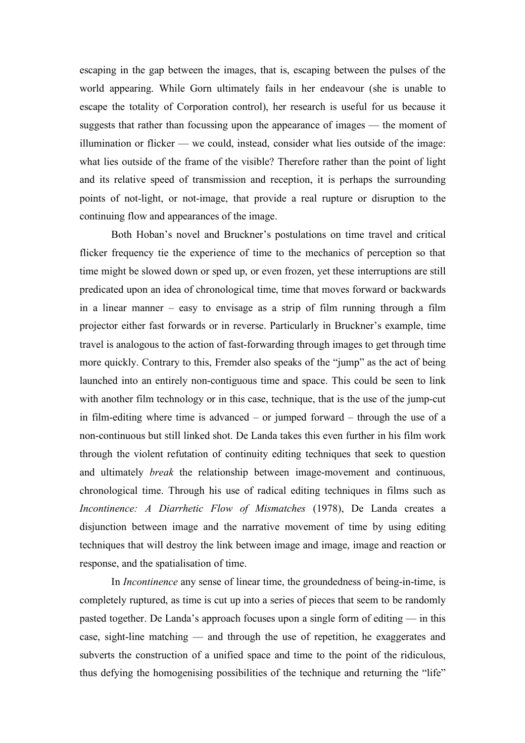escaping in the gap between the images, that is, escaping between the pulses of the world appearing. While Gorn ultimately fails in her endeavour (she is unable to escape the totality of Corporation control), her research is useful for us because it suggests that rather than focussing upon the appearance of images — the moment of illumination or flicker — we could, instead, consider what lies outside of the image: what lies outside of the frame of the visible? Therefore rather than the point of light and its relative speed of transmission and reception, it is perhaps the surrounding points of not-light, or not-image, that provide a real rupture or disruption to the continuing flow and appearances of the image.

Both Hoban's novel and Bruckner's postulations on time travel and critical flicker frequency tie the experience of time to the mechanics of perception so that time might be slowed down or sped up, or even frozen, yet these interruptions are still predicated upon an idea of chronological time, time that moves forward or backwards in a linear manner – easy to envisage as a strip of film running through a film projector either fast forwards or in reverse. Particularly in Bruckner's example, time travel is analogous to the action of fast-forwarding through images to get through time more quickly. Contrary to this, Fremder also speaks of the "jump" as the act of being launched into an entirely non-contiguous time and space. This could be seen to link with another film technology or in this case, technique, that is the use of the jump-cut in film-editing where time is advanced – or jumped forward – through the use of a non-continuous but still linked shot. De Landa takes this even further in his film work through the violent refutation of continuity editing techniques that seek to question and ultimately *break* the relationship between image-movement and continuous, chronological time. Through his use of radical editing techniques in films such as *Incontinence: A Diarrhetic Flow of Mismatches* (1978), De Landa creates a disjunction between image and the narrative movement of time by using editing techniques that will destroy the link between image and image, image and reaction or response, and the spatialisation of time.

In *Incontinence* any sense of linear time, the groundedness of being-in-time, is completely ruptured, as time is cut up into a series of pieces that seem to be randomly pasted together. De Landa's approach focuses upon a single form of editing — in this case, sight-line matching — and through the use of repetition, he exaggerates and subverts the construction of a unified space and time to the point of the ridiculous, thus defying the homogenising possibilities of the technique and returning the "life"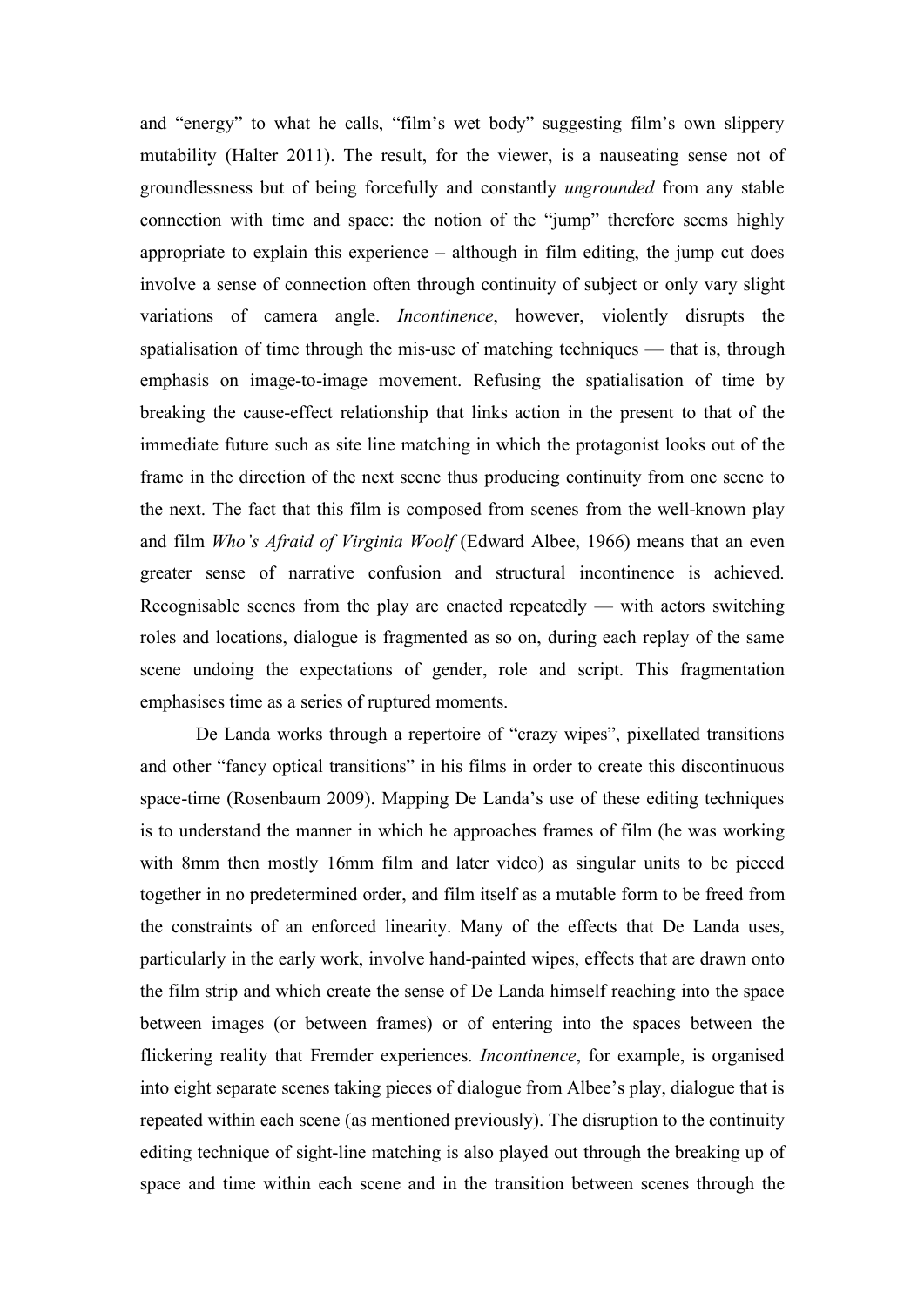and "energy" to what he calls, "film's wet body" suggesting film's own slippery mutability (Halter 2011). The result, for the viewer, is a nauseating sense not of groundlessness but of being forcefully and constantly *ungrounded* from any stable connection with time and space: the notion of the "jump" therefore seems highly appropriate to explain this experience – although in film editing, the jump cut does involve a sense of connection often through continuity of subject or only vary slight variations of camera angle. *Incontinence*, however, violently disrupts the spatialisation of time through the mis-use of matching techniques — that is, through emphasis on image-to-image movement. Refusing the spatialisation of time by breaking the cause-effect relationship that links action in the present to that of the immediate future such as site line matching in which the protagonist looks out of the frame in the direction of the next scene thus producing continuity from one scene to the next. The fact that this film is composed from scenes from the well-known play and film *Who's Afraid of Virginia Woolf* (Edward Albee, 1966) means that an even greater sense of narrative confusion and structural incontinence is achieved. Recognisable scenes from the play are enacted repeatedly — with actors switching roles and locations, dialogue is fragmented as so on, during each replay of the same scene undoing the expectations of gender, role and script. This fragmentation emphasises time as a series of ruptured moments.

De Landa works through a repertoire of "crazy wipes", pixellated transitions and other "fancy optical transitions" in his films in order to create this discontinuous space-time (Rosenbaum 2009). Mapping De Landa's use of these editing techniques is to understand the manner in which he approaches frames of film (he was working with 8mm then mostly 16mm film and later video) as singular units to be pieced together in no predetermined order, and film itself as a mutable form to be freed from the constraints of an enforced linearity. Many of the effects that De Landa uses, particularly in the early work, involve hand-painted wipes, effects that are drawn onto the film strip and which create the sense of De Landa himself reaching into the space between images (or between frames) or of entering into the spaces between the flickering reality that Fremder experiences. *Incontinence*, for example, is organised into eight separate scenes taking pieces of dialogue from Albee's play, dialogue that is repeated within each scene (as mentioned previously). The disruption to the continuity editing technique of sight-line matching is also played out through the breaking up of space and time within each scene and in the transition between scenes through the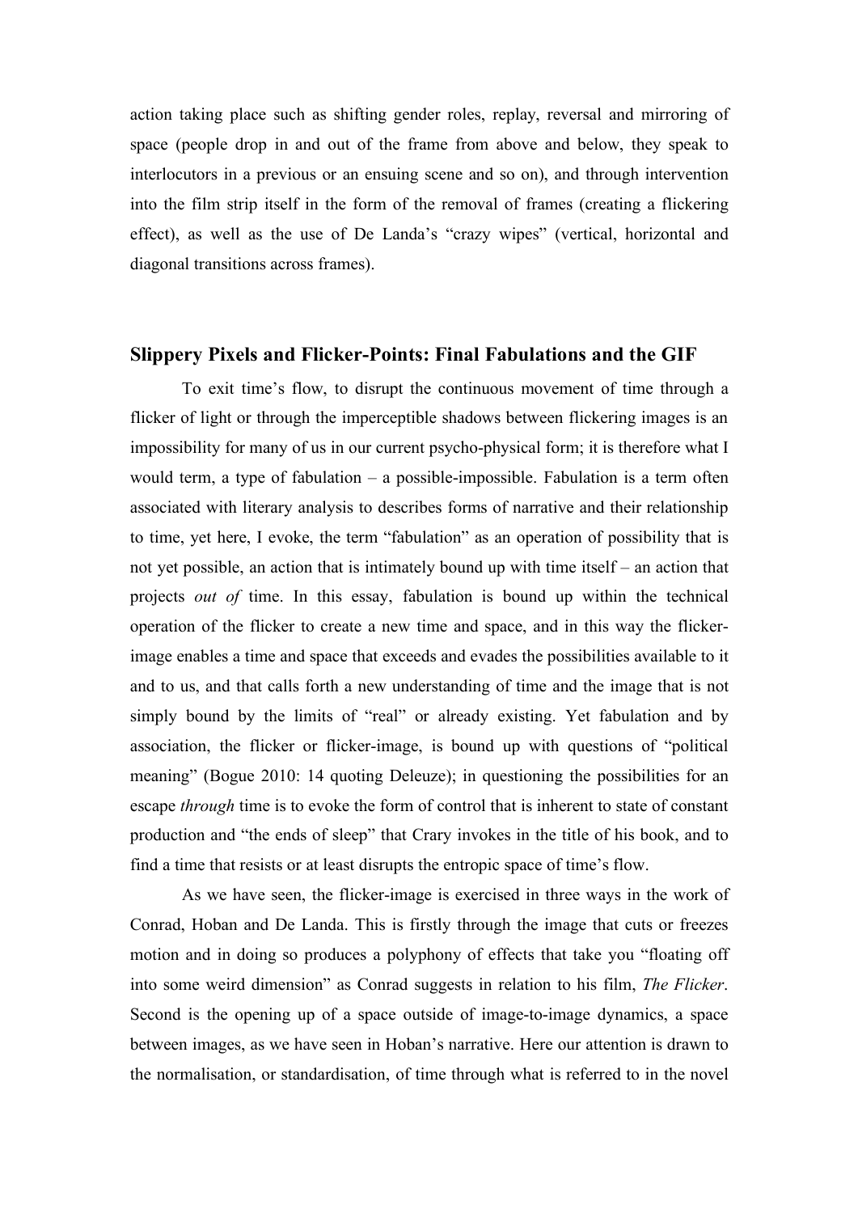action taking place such as shifting gender roles, replay, reversal and mirroring of space (people drop in and out of the frame from above and below, they speak to interlocutors in a previous or an ensuing scene and so on), and through intervention into the film strip itself in the form of the removal of frames (creating a flickering effect), as well as the use of De Landa's "crazy wipes" (vertical, horizontal and diagonal transitions across frames).

## Slippery Pixels and Flicker-Points: Final Fabulations and the GIF

To exit time's flow, to disrupt the continuous movement of time through a flicker of light or through the imperceptible shadows between flickering images is an impossibility for many of us in our current psycho-physical form; it is therefore what I would term, a type of fabulation – a possible-impossible. Fabulation is a term often associated with literary analysis to describes forms of narrative and their relationship to time, yet here, I evoke, the term "fabulation" as an operation of possibility that is not yet possible, an action that is intimately bound up with time itself – an action that projects *out of* time. In this essay, fabulation is bound up within the technical operation of the flicker to create a new time and space, and in this way the flicker-image enables a time and space that exceeds and evades the possibilities available to it and to us, and that calls forth a new understanding of time and the image that is not simply bound by the limits of "real" or already existing. Yet fabulation and by association, the flicker or flicker-image, is bound up with questions of "political meaning" (Bogue 2010: 14 quoting Deleuze); in questioning the possibilities for an escape *through* time is to evoke the form of control that is inherent to state of constant production and "the ends of sleep" that Crary invokes in the title of his book, and to find a time that resists or at least disrupts the entropic space of time's flow.

As we have seen, the flicker-image is exercised in three ways in the work of Conrad, Hoban and De Landa. This is firstly through the image that cuts or freezes motion and in doing so produces a polyphony of effects that take you "floating off into some weird dimension" as Conrad suggests in relation to his film, *The Flicker*. Second is the opening up of a space outside of image-to-image dynamics, a space between images, as we have seen in Hoban's narrative. Here our attention is drawn to the normalisation, or standardisation, of time through what is referred to in the novel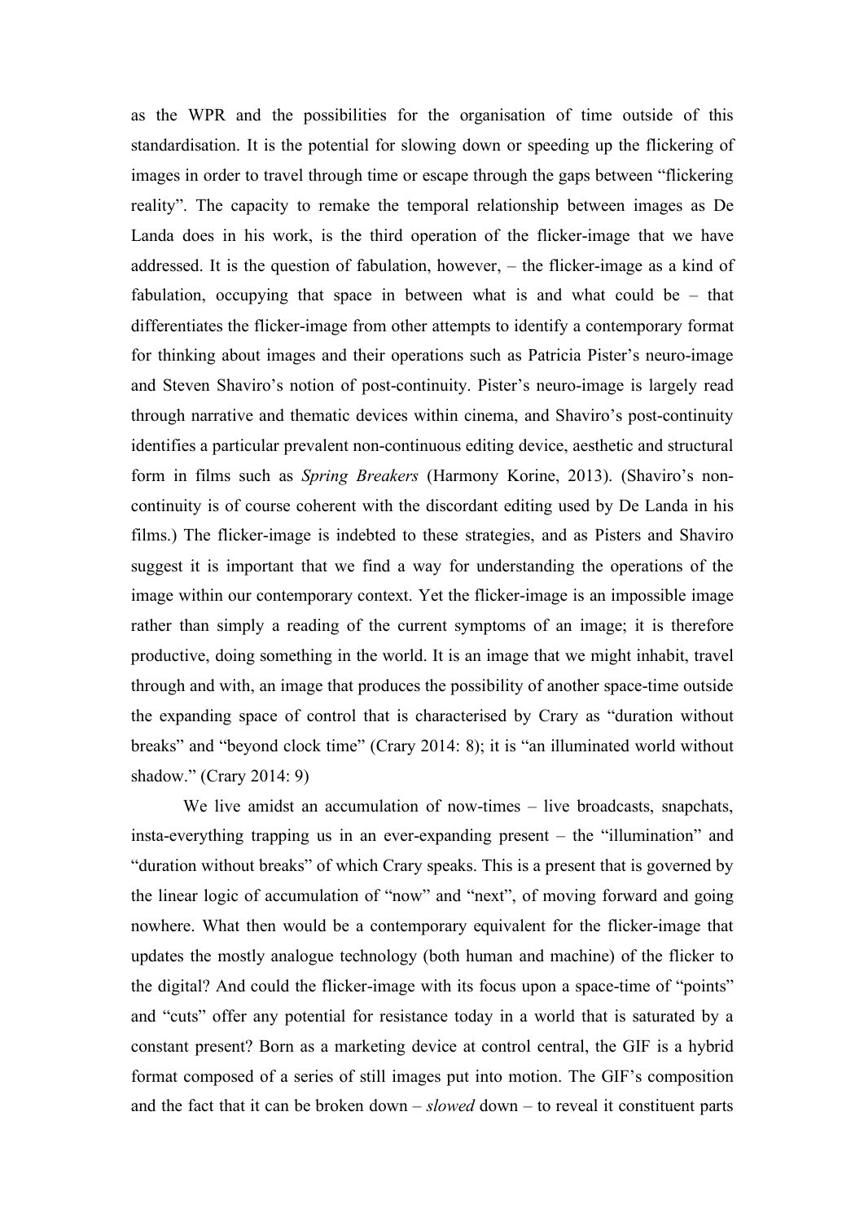as the WPR and the possibilities for the organisation of time outside of this standardisation. It is the potential for slowing down or speeding up the flickering of images in order to travel through time or escape through the gaps between "flickering reality". The capacity to remake the temporal relationship between images as De Landa does in his work, is the third operation of the flicker-image that we have addressed. It is the question of fabulation, however, – the flicker-image as a kind of fabulation, occupying that space in between what is and what could be – that differentiates the flicker-image from other attempts to identify a contemporary format for thinking about images and their operations such as Patricia Pister's neuro-image and Steven Shaviro's notion of post-continuity. Pister's neuro-image is largely read through narrative and thematic devices within cinema, and Shaviro's post-continuity identifies a particular prevalent non-continuous editing device, aesthetic and structural form in films such as *Spring Breakers* (Harmony Korine, 2013). (Shaviro's non-continuity is of course coherent with the discordant editing used by De Landa in his films.) The flicker-image is indebted to these strategies, and as Pisters and Shaviro suggest it is important that we find a way for understanding the operations of the image within our contemporary context. Yet the flicker-image is an impossible image rather than simply a reading of the current symptoms of an image; it is therefore productive, doing something in the world. It is an image that we might inhabit, travel through and with, an image that produces the possibility of another space-time outside the expanding space of control that is characterised by Crary as "duration without breaks" and "beyond clock time" (Crary 2014: 8); it is "an illuminated world without shadow." (Crary 2014: 9)

We live amidst an accumulation of now-times – live broadcasts, snapchats, insta-everything trapping us in an ever-expanding present – the "illumination" and "duration without breaks" of which Crary speaks. This is a present that is governed by the linear logic of accumulation of "now" and "next", of moving forward and going nowhere. What then would be a contemporary equivalent for the flicker-image that updates the mostly analogue technology (both human and machine) of the flicker to the digital? And could the flicker-image with its focus upon a space-time of "points" and "cuts" offer any potential for resistance today in a world that is saturated by a constant present? Born as a marketing device at control central, the GIF is a hybrid format composed of a series of still images put into motion. The GIF's composition and the fact that it can be broken down – *slowed* down – to reveal it constituent parts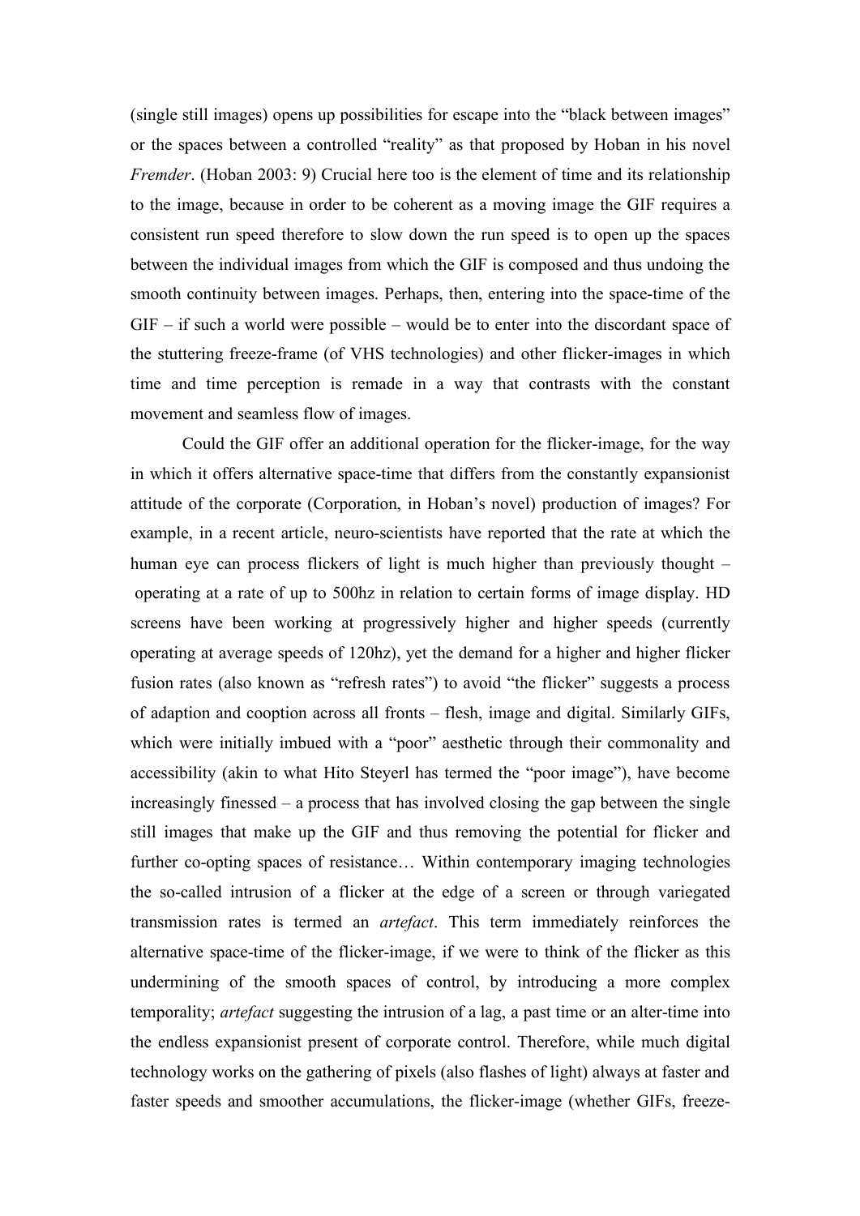(single still images) opens up possibilities for escape into the "black between images" or the spaces between a controlled "reality" as that proposed by Hoban in his novel *Fremder*. (Hoban 2003: 9) Crucial here too is the element of time and its relationship to the image, because in order to be coherent as a moving image the GIF requires a consistent run speed therefore to slow down the run speed is to open up the spaces between the individual images from which the GIF is composed and thus undoing the smooth continuity between images. Perhaps, then, entering into the space-time of the GIF – if such a world were possible – would be to enter into the discordant space of the stuttering freeze-frame (of VHS technologies) and other flicker-images in which time and time perception is remade in a way that contrasts with the constant movement and seamless flow of images.

Could the GIF offer an additional operation for the flicker-image, for the way in which it offers alternative space-time that differs from the constantly expansionist attitude of the corporate (Corporation, in Hoban's novel) production of images? For example, in a recent article, neuro-scientists have reported that the rate at which the human eye can process flickers of light is much higher than previously thought – operating at a rate of up to 500hz in relation to certain forms of image display. HD screens have been working at progressively higher and higher speeds (currently operating at average speeds of 120hz), yet the demand for a higher and higher flicker fusion rates (also known as "refresh rates") to avoid "the flicker" suggests a process of adaption and cooption across all fronts – flesh, image and digital. Similarly GIFs, which were initially imbued with a "poor" aesthetic through their commonality and accessibility (akin to what Hito Steyerl has termed the "poor image"), have become increasingly finessed – a process that has involved closing the gap between the single still images that make up the GIF and thus removing the potential for flicker and further co-opting spaces of resistance… Within contemporary imaging technologies the so-called intrusion of a flicker at the edge of a screen or through variegated transmission rates is termed an *artefact*. This term immediately reinforces the alternative space-time of the flicker-image, if we were to think of the flicker as this undermining of the smooth spaces of control, by introducing a more complex temporality; *artefact* suggesting the intrusion of a lag, a past time or an alter-time into the endless expansionist present of corporate control. Therefore, while much digital technology works on the gathering of pixels (also flashes of light) always at faster and faster speeds and smoother accumulations, the flicker-image (whether GIFs, freeze-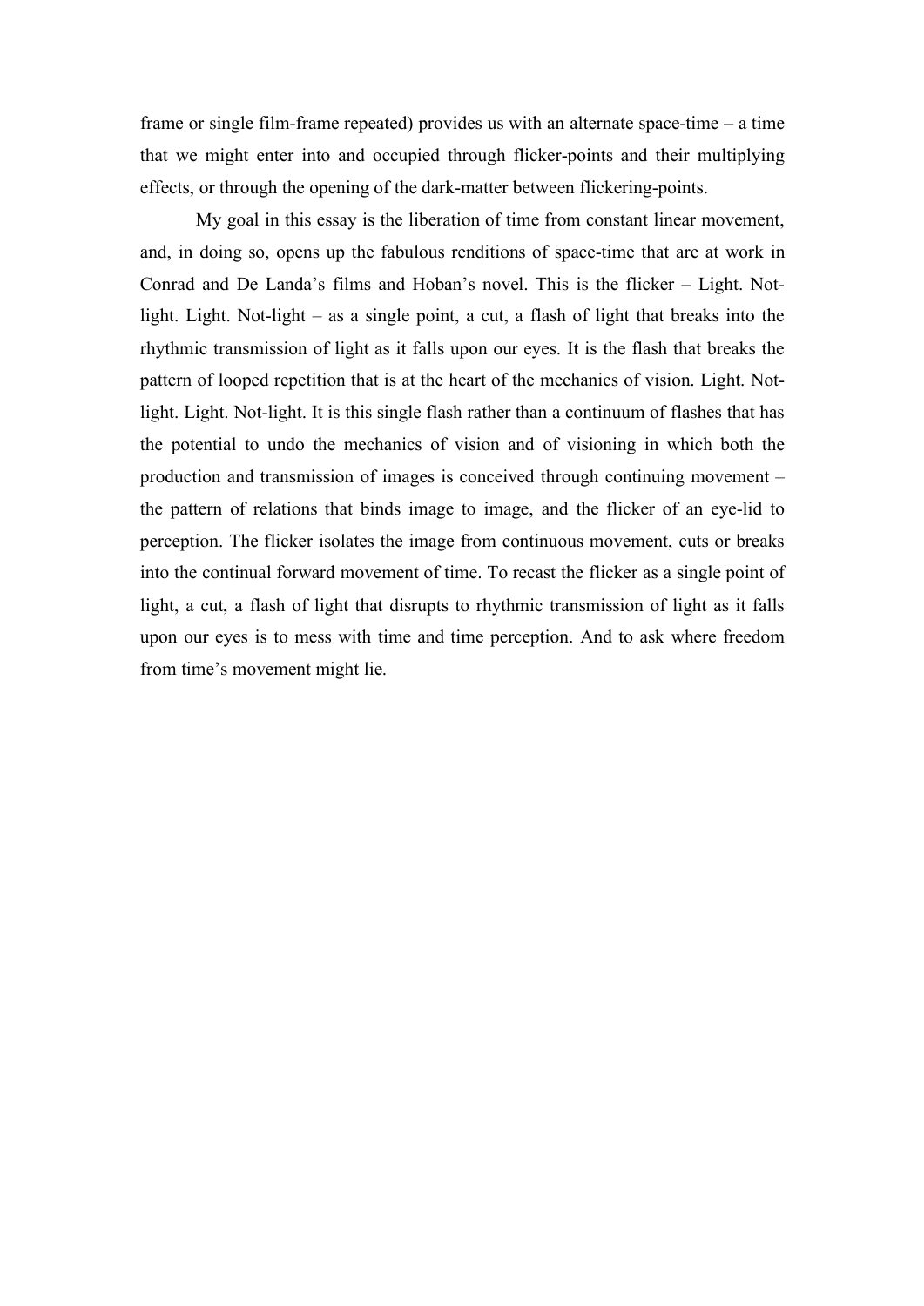frame or single film-frame repeated) provides us with an alternate space-time – a time that we might enter into and occupied through flicker-points and their multiplying effects, or through the opening of the dark-matter between flickering-points.

My goal in this essay is the liberation of time from constant linear movement, and, in doing so, opens up the fabulous renditions of space-time that are at work in Conrad and De Landa's films and Hoban's novel. This is the flicker – Light. Not-light. Light. Not-light – as a single point, a cut, a flash of light that breaks into the rhythmic transmission of light as it falls upon our eyes. It is the flash that breaks the pattern of looped repetition that is at the heart of the mechanics of vision. Light. Not-light. Light. Not-light. It is this single flash rather than a continuum of flashes that has the potential to undo the mechanics of vision and of visioning in which both the production and transmission of images is conceived through continuing movement – the pattern of relations that binds image to image, and the flicker of an eye-lid to perception. The flicker isolates the image from continuous movement, cuts or breaks into the continual forward movement of time. To recast the flicker as a single point of light, a cut, a flash of light that disrupts to rhythmic transmission of light as it falls upon our eyes is to mess with time and time perception. And to ask where freedom from time's movement might lie.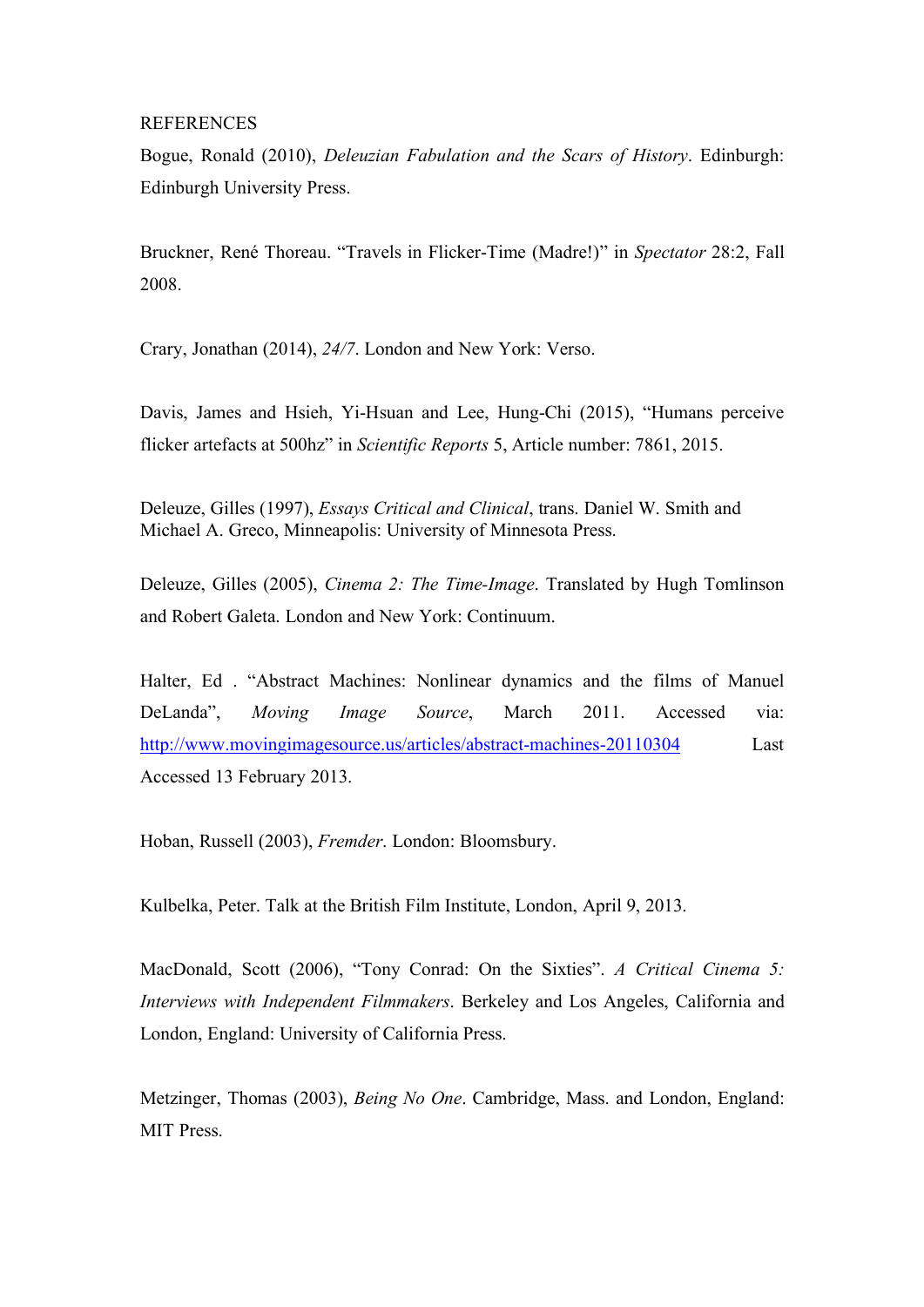REFERENCES

Bogue, Ronald (2010), *Deleuzian Fabulation and the Scars of History*. Edinburgh: Edinburgh University Press.

Bruckner, René Thoreau. “Travels in Flicker-Time (Madre!)” in *Spectator* 28:2, Fall 2008.

Crary, Jonathan (2014), *24/7*. London and New York: Verso.

Davis, James and Hsieh, Yi-Hsuan and Lee, Hung-Chi (2015), “Humans perceive flicker artefacts at 500hz” in *Scientific Reports* 5, Article number: 7861, 2015.

Deleuze, Gilles (1997), *Essays Critical and Clinical*, trans. Daniel W. Smith and Michael A. Greco, Minneapolis: University of Minnesota Press.

Deleuze, Gilles (2005), *Cinema 2: The Time-Image*. Translated by Hugh Tomlinson and Robert Galeta. London and New York: Continuum.

Halter, Ed . “Abstract Machines: Nonlinear dynamics and the films of Manuel DeLanda”, *Moving Image Source*, March 2011. Accessed via: http://www.movingimagesource.us/articles/abstract-machines-20110304 Last Accessed 13 February 2013.

Hoban, Russell (2003), *Fremder*. London: Bloomsbury.

Kulbelka, Peter. Talk at the British Film Institute, London, April 9, 2013.

MacDonald, Scott (2006), “Tony Conrad: On the Sixties”. *A Critical Cinema 5: Interviews with Independent Filmmakers*. Berkeley and Los Angeles, California and London, England: University of California Press.

Metzinger, Thomas (2003), *Being No One*. Cambridge, Mass. and London, England: MIT Press.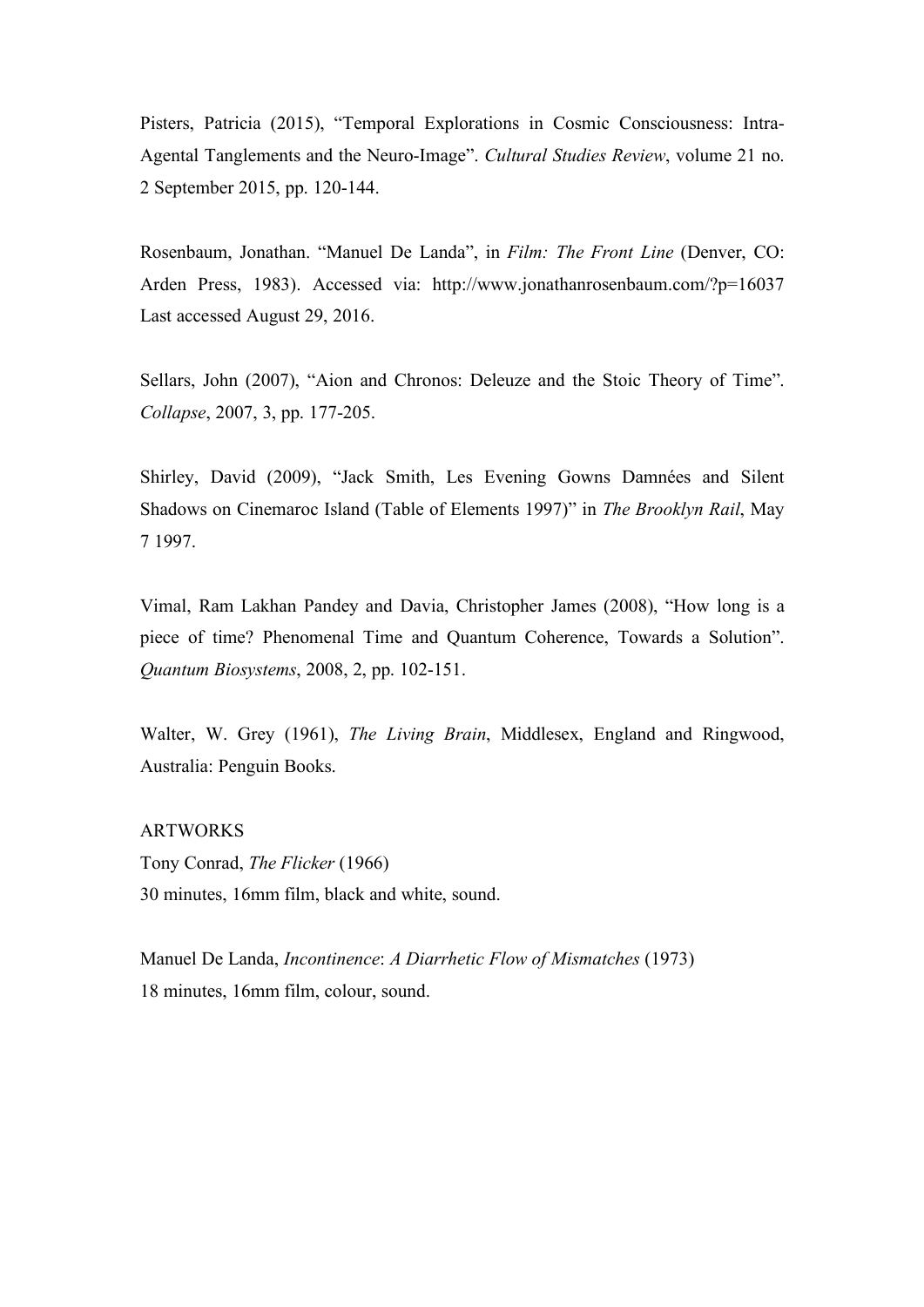Pisters, Patricia (2015), "Temporal Explorations in Cosmic Consciousness: Intra-Agental Tanglements and the Neuro-Image". *Cultural Studies Review*, volume 21 no. 2 September 2015, pp. 120-144.

Rosenbaum, Jonathan. "Manuel De Landa", in *Film: The Front Line* (Denver, CO: Arden Press, 1983). Accessed via: http://www.jonathanrosenbaum.com/?p=16037 Last accessed August 29, 2016.

Sellars, John (2007), "Aion and Chronos: Deleuze and the Stoic Theory of Time". *Collapse*, 2007, 3, pp. 177-205.

Shirley, David (2009), "Jack Smith, Les Evening Gowns Damnées and Silent Shadows on Cinemaroc Island (Table of Elements 1997)" in *The Brooklyn Rail*, May 7 1997.

Vimal, Ram Lakhan Pandey and Davia, Christopher James (2008), "How long is a piece of time? Phenomenal Time and Quantum Coherence, Towards a Solution". *Quantum Biosystems*, 2008, 2, pp. 102-151.

Walter, W. Grey (1961), *The Living Brain*, Middlesex, England and Ringwood, Australia: Penguin Books.

ARTWORKS

Tony Conrad, *The Flicker* (1966)
30 minutes, 16mm film, black and white, sound.

Manuel De Landa, *Incontinence*: *A Diarrhetic Flow of Mismatches* (1973)
18 minutes, 16mm film, colour, sound.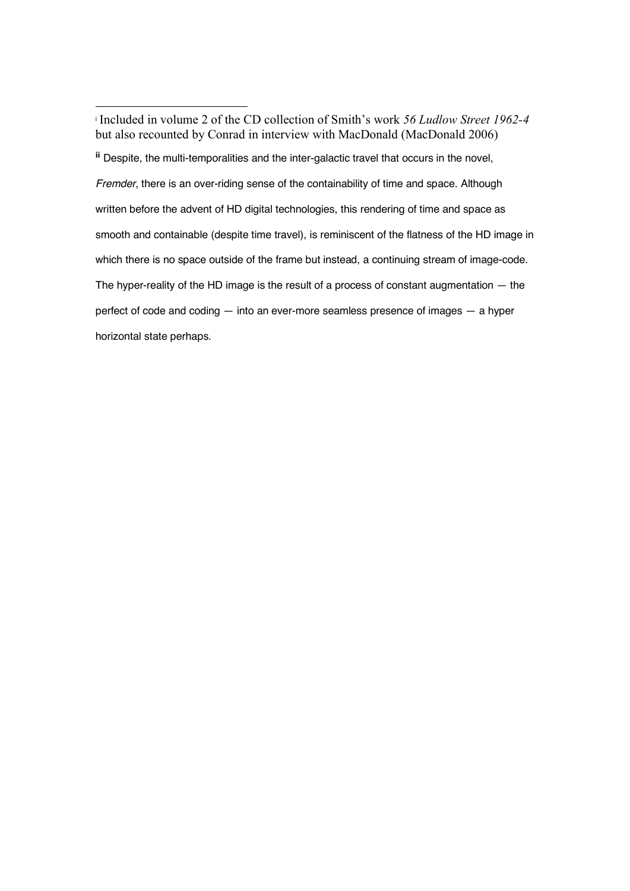---

[i] Included in volume 2 of the CD collection of Smith's work *56 Ludlow Street 1962-4* but also recounted by Conrad in interview with MacDonald (MacDonald 2006)

[ii] Despite, the multi-temporalities and the inter-galactic travel that occurs in the novel, *Fremder*, there is an over-riding sense of the containability of time and space. Although written before the advent of HD digital technologies, this rendering of time and space as smooth and containable (despite time travel), is reminiscent of the flatness of the HD image in which there is no space outside of the frame but instead, a continuing stream of image-code. The hyper-reality of the HD image is the result of a process of constant augmentation — the perfect of code and coding — into an ever-more seamless presence of images — a hyper horizontal state perhaps.